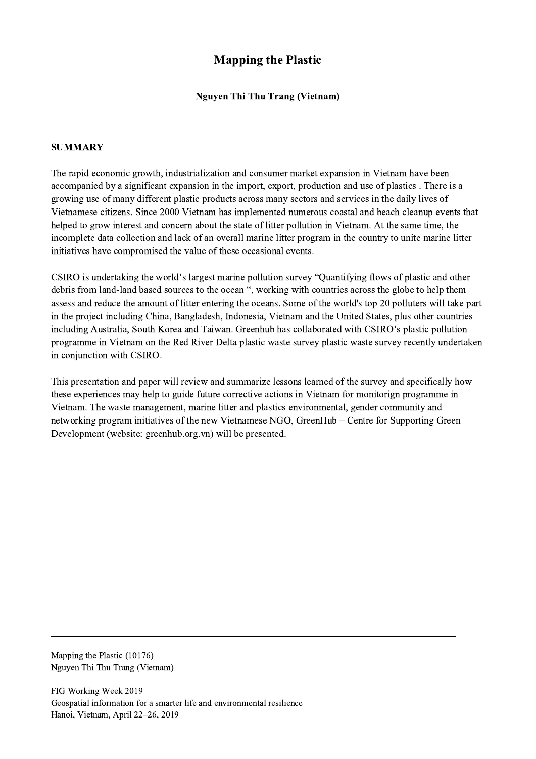# Mapping the Plastic

**Nguyen Thi Thu Trang (Vietnam)**

**SUMMARY**

The rapid economic growth, industrialization and consumer market expansion in Vietnam have been accompanied by a significant expansion in the import, export, production and use of plastics . There is a growing use of many different plastic products across many sectors and services in the daily lives of Vietnamese citizens. Since 2000 Vietnam has implemented numerous coastal and beach cleanup events that helped to grow interest and concern about the state of litter pollution in Vietnam. At the same time, the incomplete data collection and lack of an overall marine litter program in the country to unite marine litter initiatives have compromised the value of these occasional events.

CSIRO is undertaking the world's largest marine pollution survey "Quantifying flows of plastic and other debris from land-land based sources to the ocean ", working with countries across the globe to help them assess and reduce the amount of litter entering the oceans. Some of the world's top 20 polluters will take part in the project including China, Bangladesh, Indonesia, Vietnam and the United States, plus other countries including Australia, South Korea and Taiwan. Greenhub has collaborated with CSIRO's plastic pollution programme in Vietnam on the Red River Delta plastic waste survey plastic waste survey recently undertaken in conjunction with CSIRO.

This presentation and paper will review and summarize lessons learned of the survey and specifically how these experiences may help to guide future corrective actions in Vietnam for monitorign programme in Vietnam. The waste management, marine litter and plastics environmental, gender community and networking program initiatives of the new Vietnamese NGO, GreenHub – Centre for Supporting Green Development (website: greenhub.org.vn) will be presented.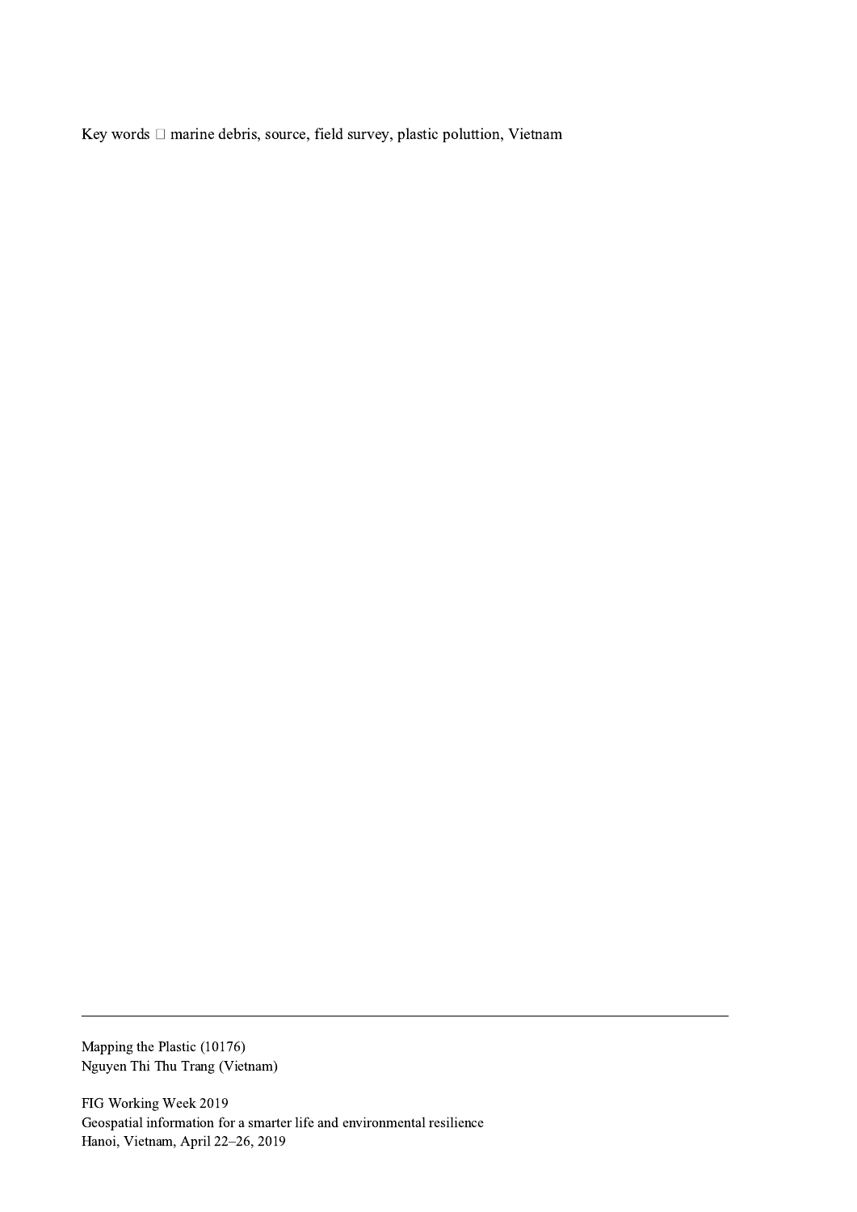Key words □ marine debris, source, field survey, plastic poluttion, Vietnam